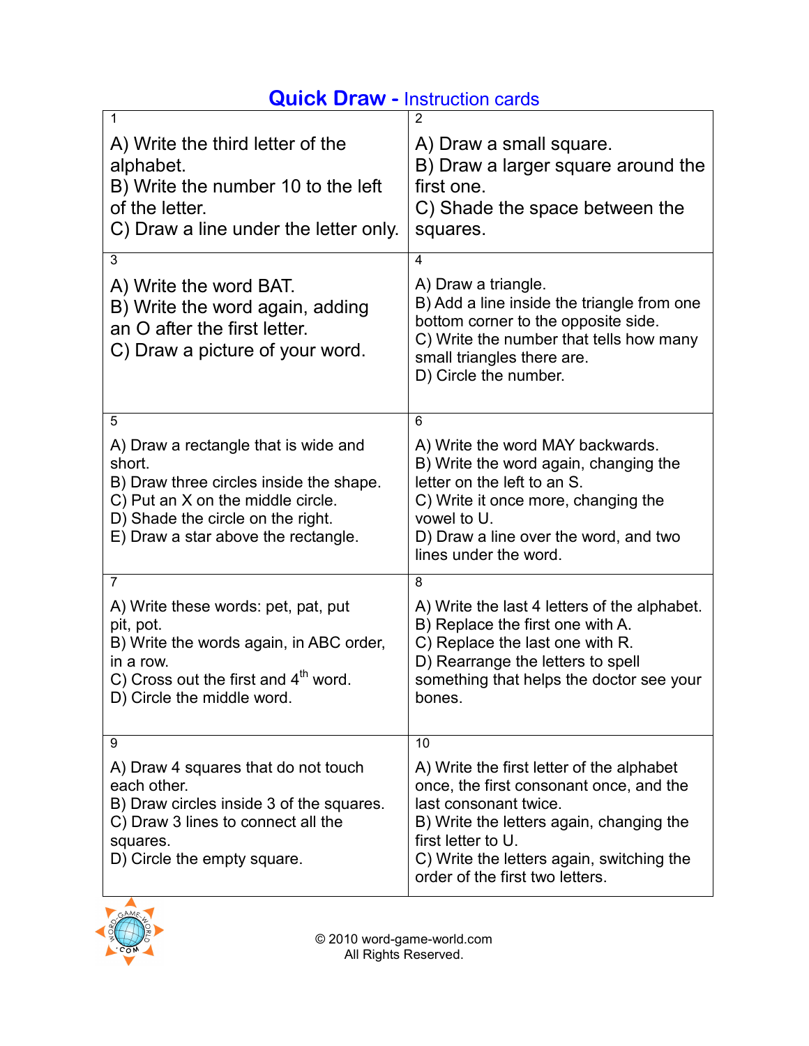# **Quick Draw -** Instruction cards

| 1<br>A) Write the third letter of the alphabet.<br>B) Write the number 10 to the left of the letter.<br>C) Draw a line under the letter only. | 2<br>A) Draw a small square.<br>B) Draw a larger square around the first one.<br>C) Shade the space between the squares. |
|---|---|
| 3<br>A) Write the word BAT.<br>B) Write the word again, adding an O after the first letter.<br>C) Draw a picture of your word. | 4<br>A) Draw a triangle.<br>B) Add a line inside the triangle from one bottom corner to the opposite side.<br>C) Write the number that tells how many small triangles there are.<br>D) Circle the number. |
| 5<br>A) Draw a rectangle that is wide and short.<br>B) Draw three circles inside the shape.<br>C) Put an X on the middle circle.<br>D) Shade the circle on the right.<br>E) Draw a star above the rectangle. | 6<br>A) Write the word MAY backwards.<br>B) Write the word again, changing the letter on the left to an S.<br>C) Write it once more, changing the vowel to U.<br>D) Draw a line over the word, and two lines under the word. |
| 7<br>A) Write these words: pet, pat, put pit, pot.<br>B) Write the words again, in ABC order, in a row.<br>C) Cross out the first and 4th word.<br>D) Circle the middle word. | 8<br>A) Write the last 4 letters of the alphabet.<br>B) Replace the first one with A.<br>C) Replace the last one with R.<br>D) Rearrange the letters to spell something that helps the doctor see your bones. |
| 9<br>A) Draw 4 squares that do not touch each other.<br>B) Draw circles inside 3 of the squares.<br>C) Draw 3 lines to connect all the squares.<br>D) Circle the empty square. | 10<br>A) Write the first letter of the alphabet once, the first consonant once, and the last consonant twice.<br>B) Write the letters again, changing the first letter to U.<br>C) Write the letters again, switching the order of the first two letters. |

© 2010 word-game-world.com
All Rights Reserved.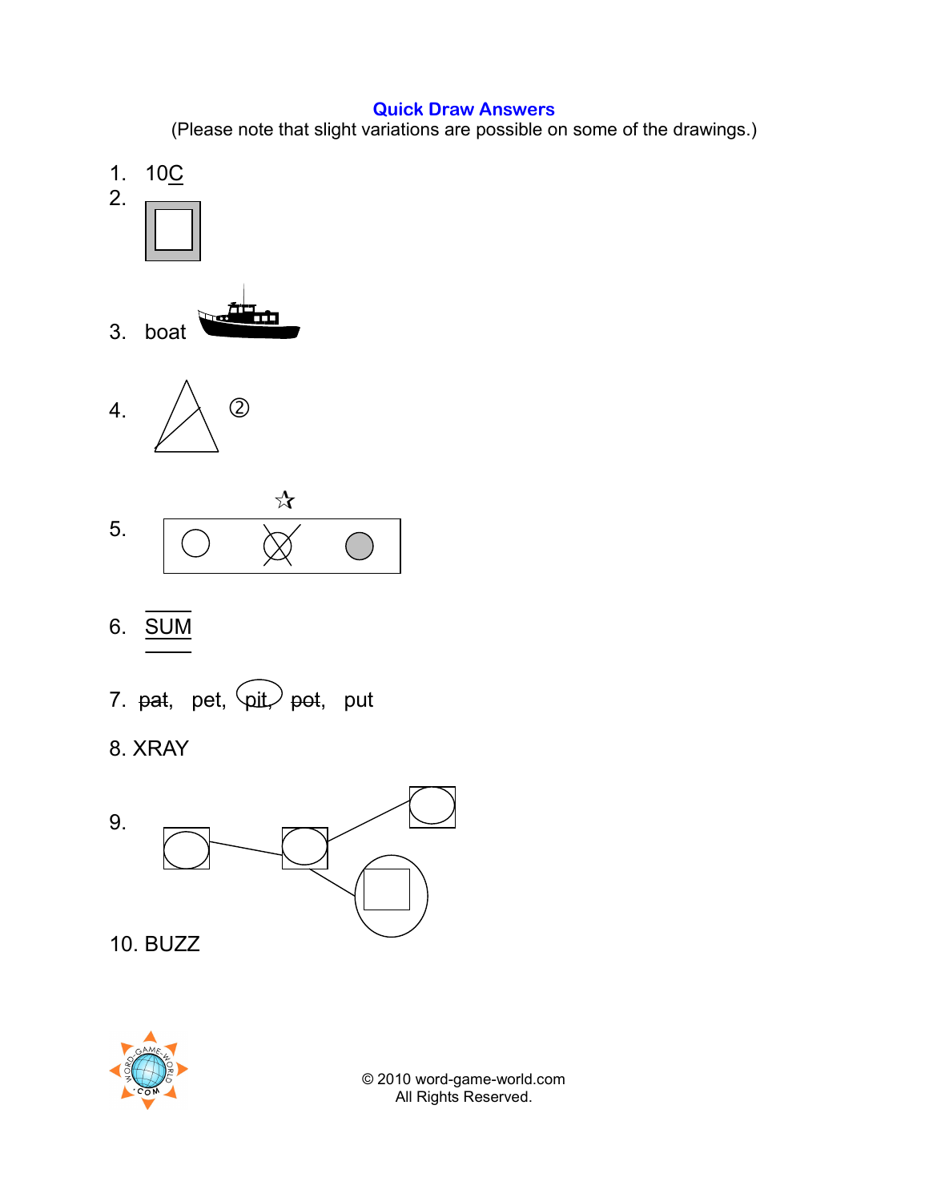## Quick Draw Answers

(Please note that slight variations are possible on some of the drawings.)

1. 10C
2. 
3. boat
4. ②
5. ☆
6. SUM
7. ~~pat~~, pet, pit, ~~pot~~, put
8. XRAY
9. 
10. BUZZ

© 2010 word-game-world.com
All Rights Reserved.